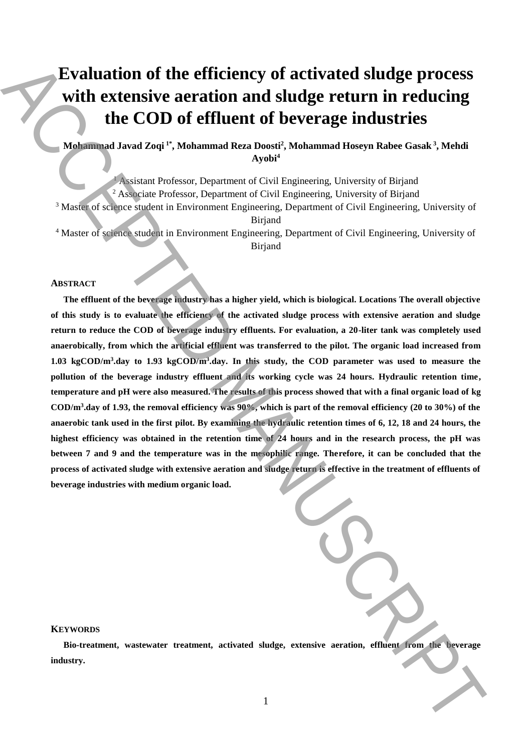# Evaluation of the efficiency of activated sludge process with extensive aeration and sludge return in reducing the COD of effluent of beverage industries

**Mohammad Javad Zoqi [1*], Mohammad Reza Doosti[2], Mohammad Hoseyn Rabee Gasak [3], Mehdi Ayobi[4]**

[1] Assistant Professor, Department of Civil Engineering, University of Birjand
[2] Associate Professor, Department of Civil Engineering, University of Birjand
[3] Master of science student in Environment Engineering, Department of Civil Engineering, University of Birjand
[4] Master of science student in Environment Engineering, Department of Civil Engineering, University of Birjand

## Abstract

**The effluent of the beverage industry has a higher yield, which is biological. Locations The overall objective of this study is to evaluate the efficiency of the activated sludge process with extensive aeration and sludge return to reduce the COD of beverage industry effluents. For evaluation, a 20-liter tank was completely used anaerobically, from which the artificial effluent was transferred to the pilot. The organic load increased from 1.03 kgCOD/m$^3$.day to 1.93 kgCOD/m$^3$.day. In this study, the COD parameter was used to measure the pollution of the beverage industry effluent and its working cycle was 24 hours. Hydraulic retention time, temperature and pH were also measured. The results of this process showed that with a final organic load of kg COD/m$^3$.day of 1.93, the removal efficiency was 90%, which is part of the removal efficiency (20 to 30%) of the anaerobic tank used in the first pilot. By examining the hydraulic retention times of 6, 12, 18 and 24 hours, the highest efficiency was obtained in the retention time of 24 hours and in the research process, the pH was between 7 and 9 and the temperature was in the mesophilic range. Therefore, it can be concluded that the process of activated sludge with extensive aeration and sludge return is effective in the treatment of effluents of beverage industries with medium organic load.**

## Keywords

**Bio-treatment, wastewater treatment, activated sludge, extensive aeration, effluent from the beverage industry.**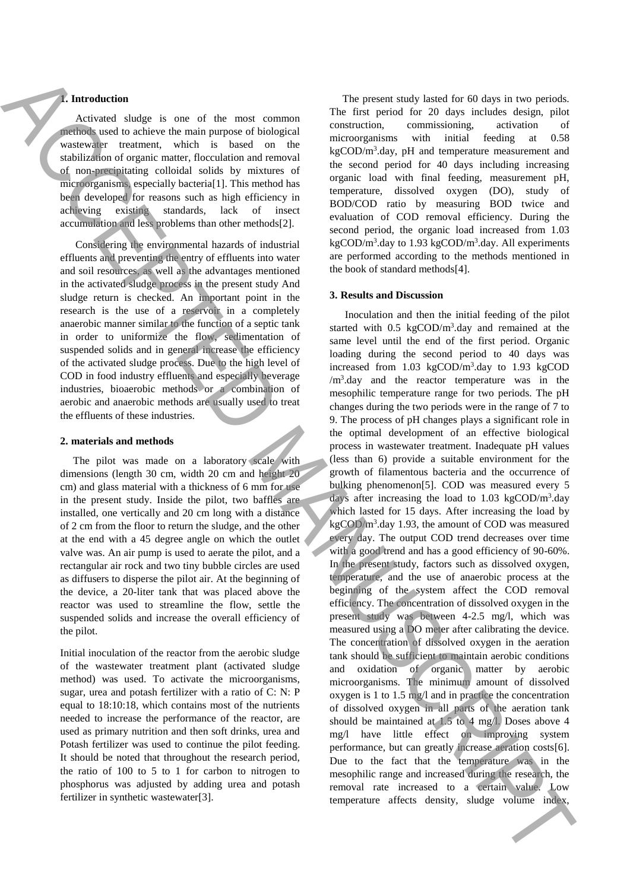## 1. Introduction

Activated sludge is one of the most common methods used to achieve the main purpose of biological wastewater treatment, which is based on the stabilization of organic matter, flocculation and removal of non-precipitating colloidal solids by mixtures of microorganisms, especially bacteria[1]. This method has been developed for reasons such as high efficiency in achieving existing standards, lack of insect accumulation and less problems than other methods[2].

Considering the environmental hazards of industrial effluents and preventing the entry of effluents into water and soil resources, as well as the advantages mentioned in the activated sludge process in the present study And sludge return is checked. An important point in the research is the use of a reservoir in a completely anaerobic manner similar to the function of a septic tank in order to uniformize the flow, sedimentation of suspended solids and in general increase the efficiency of the activated sludge process. Due to the high level of COD in food industry effluents and especially beverage industries, bioaerobic methods or a combination of aerobic and anaerobic methods are usually used to treat the effluents of these industries.

## 2. materials and methods

The pilot was made on a laboratory scale with dimensions (length 30 cm, width 20 cm and height 20 cm) and glass material with a thickness of 6 mm for use in the present study. Inside the pilot, two baffles are installed, one vertically and 20 cm long with a distance of 2 cm from the floor to return the sludge, and the other at the end with a 45 degree angle on which the outlet valve was. An air pump is used to aerate the pilot, and a rectangular air rock and two tiny bubble circles are used as diffusers to disperse the pilot air. At the beginning of the device, a 20-liter tank that was placed above the reactor was used to streamline the flow, settle the suspended solids and increase the overall efficiency of the pilot.

Initial inoculation of the reactor from the aerobic sludge of the wastewater treatment plant (activated sludge method) was used. To activate the microorganisms, sugar, urea and potash fertilizer with a ratio of C: N: P equal to 18:10:18, which contains most of the nutrients needed to increase the performance of the reactor, are used as primary nutrition and then soft drinks, urea and Potash fertilizer was used to continue the pilot feeding. It should be noted that throughout the research period, the ratio of 100 to 5 to 1 for carbon to nitrogen to phosphorus was adjusted by adding urea and potash fertilizer in synthetic wastewater[3].

The present study lasted for 60 days in two periods. The first period for 20 days includes design, pilot construction, commissioning, activation of microorganisms with initial feeding at 0.58 kgCOD/m$^3$.day, pH and temperature measurement and the second period for 40 days including increasing organic load with final feeding, measurement pH, temperature, dissolved oxygen (DO), study of BOD/COD ratio by measuring BOD twice and evaluation of COD removal efficiency. During the second period, the organic load increased from 1.03 kgCOD/m$^3$.day to 1.93 kgCOD/m$^3$.day. All experiments are performed according to the methods mentioned in the book of standard methods[4].

## 3. Results and Discussion

Inoculation and then the initial feeding of the pilot started with 0.5 kgCOD/m$^3$.day and remained at the same level until the end of the first period. Organic loading during the second period to 40 days was increased from 1.03 kgCOD/m$^3$.day to 1.93 kgCOD /m$^3$.day and the reactor temperature was in the mesophilic temperature range for two periods. The pH changes during the two periods were in the range of 7 to 9. The process of pH changes plays a significant role in the optimal development of an effective biological process in wastewater treatment. Inadequate pH values (less than 6) provide a suitable environment for the growth of filamentous bacteria and the occurrence of bulking phenomenon[5]. COD was measured every 5 days after increasing the load to 1.03 kgCOD/m$^3$.day which lasted for 15 days. After increasing the load by kgCOD/m$^3$.day 1.93, the amount of COD was measured every day. The output COD trend decreases over time with a good trend and has a good efficiency of 90-60%. In the present study, factors such as dissolved oxygen, temperature, and the use of anaerobic process at the beginning of the system affect the COD removal efficiency. The concentration of dissolved oxygen in the present study was between 4-2.5 mg/l, which was measured using a DO meter after calibrating the device. The concentration of dissolved oxygen in the aeration tank should be sufficient to maintain aerobic conditions and oxidation of organic matter by aerobic microorganisms. The minimum amount of dissolved oxygen is 1 to 1.5 mg/l and in practice the concentration of dissolved oxygen in all parts of the aeration tank should be maintained at 1.5 to 4 mg/l. Doses above 4 mg/l have little effect on improving system performance, but can greatly increase aeration costs[6]. Due to the fact that the temperature was in the mesophilic range and increased during the research, the removal rate increased to a certain value. Low temperature affects density, sludge volume index,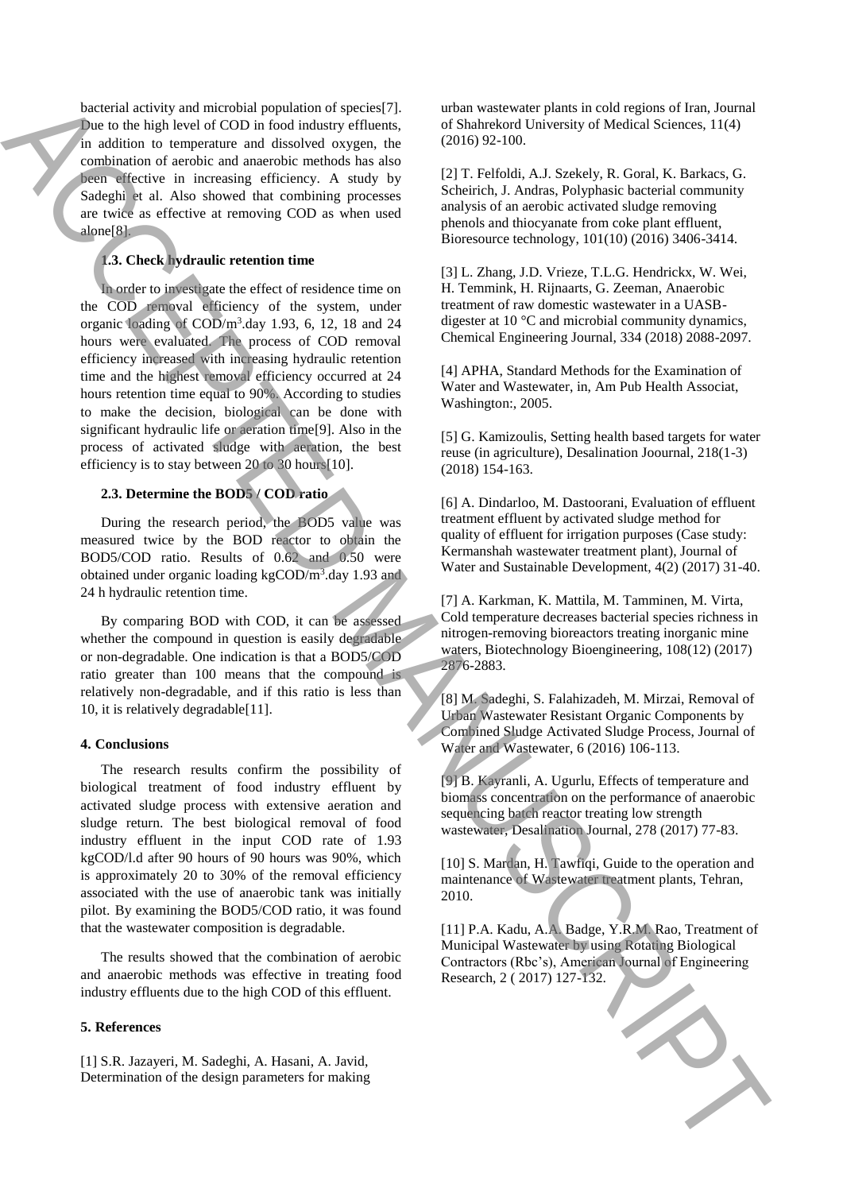bacterial activity and microbial population of species[7]. Due to the high level of COD in food industry effluents, in addition to temperature and dissolved oxygen, the combination of aerobic and anaerobic methods has also been effective in increasing efficiency. A study by Sadeghi et al. Also showed that combining processes are twice as effective at removing COD as when used alone[8].

### 1.3. Check hydraulic retention time

In order to investigate the effect of residence time on the COD removal efficiency of the system, under organic loading of COD/m$^3$.day 1.93, 6, 12, 18 and 24 hours were evaluated. The process of COD removal efficiency increased with increasing hydraulic retention time and the highest removal efficiency occurred at 24 hours retention time equal to 90%. According to studies to make the decision, biological can be done with significant hydraulic life or aeration time[9]. Also in the process of activated sludge with aeration, the best efficiency is to stay between 20 to 30 hours[10].

### 2.3. Determine the BOD5 / COD ratio

During the research period, the BOD5 value was measured twice by the BOD reactor to obtain the BOD5/COD ratio. Results of 0.62 and 0.50 were obtained under organic loading kgCOD/m$^3$.day 1.93 and 24 h hydraulic retention time.

By comparing BOD with COD, it can be assessed whether the compound in question is easily degradable or non-degradable. One indication is that a BOD5/COD ratio greater than 100 means that the compound is relatively non-degradable, and if this ratio is less than 10, it is relatively degradable[11].

## 4. Conclusions

The research results confirm the possibility of biological treatment of food industry effluent by activated sludge process with extensive aeration and sludge return. The best biological removal of food industry effluent in the input COD rate of 1.93 kgCOD/l.d after 90 hours of 90 hours was 90%, which is approximately 20 to 30% of the removal efficiency associated with the use of anaerobic tank was initially pilot. By examining the BOD5/COD ratio, it was found that the wastewater composition is degradable.

The results showed that the combination of aerobic and anaerobic methods was effective in treating food industry effluents due to the high COD of this effluent.

## 5. References

[1] S.R. Jazayeri, M. Sadeghi, A. Hasani, A. Javid, Determination of the design parameters for making urban wastewater plants in cold regions of Iran, Journal of Shahrekord University of Medical Sciences, 11(4) (2016) 92-100.

[2] T. Felfoldi, A.J. Szekely, R. Goral, K. Barkacs, G. Scheirich, J. Andras, Polyphasic bacterial community analysis of an aerobic activated sludge removing phenols and thiocyanate from coke plant effluent, Bioresource technology, 101(10) (2016) 3406-3414.

[3] L. Zhang, J.D. Vrieze, T.L.G. Hendrickx, W. Wei, H. Temmink, H. Rijnaarts, G. Zeeman, Anaerobic treatment of raw domestic wastewater in a UASB-digester at 10 °C and microbial community dynamics, Chemical Engineering Journal, 334 (2018) 2088-2097.

[4] APHA, Standard Methods for the Examination of Water and Wastewater, in, Am Pub Health Associat, Washington:, 2005.

[5] G. Kamizoulis, Setting health based targets for water reuse (in agriculture), Desalination Joournal, 218(1-3) (2018) 154-163.

[6] A. Dindarloo, M. Dastoorani, Evaluation of effluent treatment effluent by activated sludge method for quality of effluent for irrigation purposes (Case study: Kermanshah wastewater treatment plant), Journal of Water and Sustainable Development, 4(2) (2017) 31-40.

[7] A. Karkman, K. Mattila, M. Tamminen, M. Virta, Cold temperature decreases bacterial species richness in nitrogen-removing bioreactors treating inorganic mine waters, Biotechnology Bioengineering, 108(12) (2017) 2876-2883.

[8] M. Sadeghi, S. Falahizadeh, M. Mirzai, Removal of Urban Wastewater Resistant Organic Components by Combined Sludge Activated Sludge Process, Journal of Water and Wastewater, 6 (2016) 106-113.

[9] B. Kayranli, A. Ugurlu, Effects of temperature and biomass concentration on the performance of anaerobic sequencing batch reactor treating low strength wastewater, Desalination Journal, 278 (2017) 77-83.

[10] S. Mardan, H. Tawfiqi, Guide to the operation and maintenance of Wastewater treatment plants, Tehran, 2010.

[11] P.A. Kadu, A.A. Badge, Y.R.M. Rao, Treatment of Municipal Wastewater by using Rotating Biological Contractors (Rbc's), American Journal of Engineering Research, 2 ( 2017) 127-132.